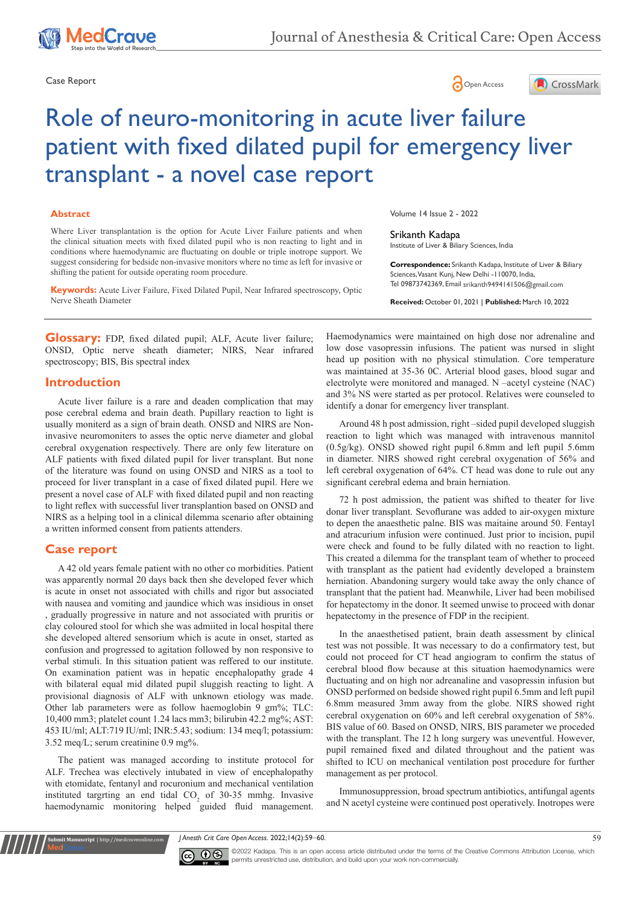Case Report

# Role of neuro-monitoring in acute liver failure patient with fixed dilated pupil for emergency liver transplant - a novel case report

## Abstract

Where Liver transplantation is the option for Acute Liver Failure patients and when the clinical situation meets with fixed dilated pupil who is non reacting to light and in conditions where haemodynamic are fluctuating on double or triple inotrope support. We suggest considering for bedside non-invasive monitors where no time as left for invasive or shifting the patient for outside operating room procedure.

**Keywords:** Acute Liver Failure, Fixed Dilated Pupil, Near Infrared spectroscopy, Optic Nerve Sheath Diameter

Volume 14 Issue 2 - 2022

**Srikanth Kadapa**
Institute of Liver & Biliary Sciences, India

**Correspondence:** Srikanth Kadapa, Institute of Liver & Biliary Sciences, Vasant Kunj, New Delhi -110070, India, Tel 09873742369, Email srikanth9494141506@gmail.com

**Received:** October 01, 2021 | **Published:** March 10, 2022

**Glossary:** FDP, fixed dilated pupil; ALF, Acute liver failure; ONSD, Optic nerve sheath diameter; NIRS, Near infrared spectroscopy; BIS, Bis spectral index

## Introduction

Acute liver failure is a rare and deaden complication that may pose cerebral edema and brain death. Pupillary reaction to light is usually moniterd as a sign of brain death. ONSD and NIRS are Non-invasive neuromoniters to asses the optic nerve diameter and global cerebral oxygenation respectively. There are only few literature on ALF patients with fixed dilated pupil for liver transplant. But none of the literature was found on using ONSD and NIRS as a tool to proceed for liver transplant in a case of fixed dilated pupil. Here we present a novel case of ALF with fixed dilated pupil and non reacting to light reflex with successful liver transplantion based on ONSD and NIRS as a helping tool in a clinical dilemma scenario after obtaining a written informed consent from patients attenders.

## Case report

A 42 old years female patient with no other co morbidities. Patient was apparently normal 20 days back then she developed fever which is acute in onset not associated with chills and rigor but associated with nausea and vomiting and jaundice which was insidious in onset , gradually progressive in nature and not associated with pruritis or clay coloured stool for which she was admiited in local hospital there she developed altered sensorium which is acute in onset, started as confusion and progressed to agitation followed by non responsive to verbal stimuli. In this situation patient was reffered to our institute. On examination patient was in hepatic encephalopathy grade 4 with bilateral equal mid dilated pupil sluggish reacting to light. A provisional diagnosis of ALF with unknown etiology was made. Other lab parameters were as follow haemoglobin 9 gm%; TLC: 10,400 mm3; platelet count 1.24 lacs mm3; bilirubin 42.2 mg%; AST: 453 IU/ml; ALT:719 IU/ml; INR:5.43; sodium: 134 meq/l; potassium: 3.52 meq/L; serum creatinine 0.9 mg%.

The patient was managed according to institute protocol for ALF. Trechea was electively intubated in view of encephalopathy with etomidate, fentanyl and rocuronium and mechanical ventilation instituted targrting an end tidal $CO_2$ of 30-35 mmhg. Invasive haemodynamic monitoring helped guided fluid management. Haemodynamics were maintained on high dose nor adrenaline and low dose vasopressin infusions. The patient was nursed in slight head up position with no physical stimulation. Core temperature was maintained at 35-36 0C. Arterial blood gases, blood sugar and electrolyte were monitored and managed. N –acetyl cysteine (NAC) and 3% NS were started as per protocol. Relatives were counseled to identify a donar for emergency liver transplant.

Around 48 h post admission, right –sided pupil developed sluggish reaction to light which was managed with intravenous mannitol (0.5g/kg). ONSD showed right pupil 6.8mm and left pupil 5.6mm in diameter. NIRS showed right cerebral oxygenation of 56% and left cerebral oxygenation of 64%. CT head was done to rule out any significant cerebral edema and brain herniation.

72 h post admission, the patient was shifted to theater for live donar liver transplant. Sevoflurane was added to air-oxygen mixture to depen the anaesthetic palne. BIS was maitaine around 50. Fentayl and atracurium infusion were continued. Just prior to incision, pupil were check and found to be fully dilated with no reaction to light. This created a dilemma for the transplant team of whether to proceed with transplant as the patient had evidently developed a brainstem herniation. Abandoning surgery would take away the only chance of transplant that the patient had. Meanwhile, Liver had been mobilised for hepatectomy in the donor. It seemed unwise to proceed with donar hepatectomy in the presence of FDP in the recipient.

In the anaesthetised patient, brain death assessment by clinical test was not possible. It was necessary to do a confirmatory test, but could not proceed for CT head angiogram to confirm the status of cerebral blood flow because at this situation haemodynamics were fluctuating and on high nor adreanaline and vasopressin infusion but ONSD performed on bedside showed right pupil 6.5mm and left pupil 6.8mm measured 3mm away from the globe. NIRS showed right cerebral oxygenation on 60% and left cerebral oxygenation of 58%. BIS value of 60. Based on ONSD, NIRS, BIS parameter we proceded with the transplant. The 12 h long surgery was uneventful. However, pupil remained fixed and dilated throughout and the patient was shifted to ICU on mechanical ventilation post procedure for further management as per protocol.

Immunosuppression, broad spectrum antibiotics, antifungal agents and N acetyl cysteine were continued post operatively. Inotropes were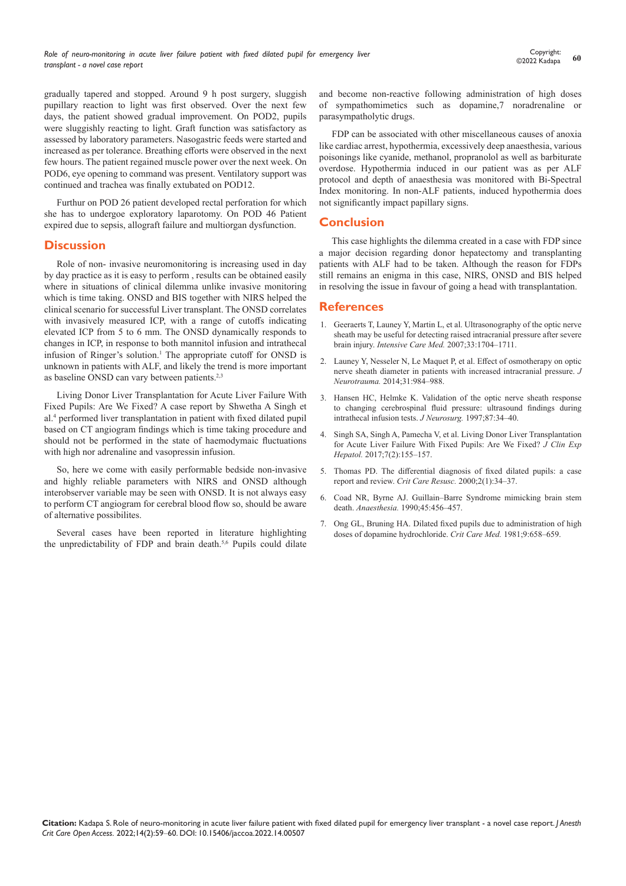gradually tapered and stopped. Around 9 h post surgery, sluggish pupillary reaction to light was first observed. Over the next few days, the patient showed gradual improvement. On POD2, pupils were sluggishly reacting to light. Graft function was satisfactory as assessed by laboratory parameters. Nasogastric feeds were started and increased as per tolerance. Breathing efforts were observed in the next few hours. The patient regained muscle power over the next week. On POD6, eye opening to command was present. Ventilatory support was continued and trachea was finally extubated on POD12.

Furthur on POD 26 patient developed rectal perforation for which she has to undergoe exploratory laparotomy. On POD 46 Patient expired due to sepsis, allograft failure and multiorgan dysfunction.

## Discussion

Role of non- invasive neuromonitoring is increasing used in day by day practice as it is easy to perform , results can be obtained easily where in situations of clinical dilemma unlike invasive monitoring which is time taking. ONSD and BIS together with NIRS helped the clinical scenario for successful Liver transplant. The ONSD correlates with invasively measured ICP, with a range of cutoffs indicating elevated ICP from 5 to 6 mm. The ONSD dynamically responds to changes in ICP, in response to both mannitol infusion and intrathecal infusion of Ringer's solution.[1] The appropriate cutoff for ONSD is unknown in patients with ALF, and likely the trend is more important as baseline ONSD can vary between patients.[2,3]

Living Donor Liver Transplantation for Acute Liver Failure With Fixed Pupils: Are We Fixed? A case report by Shwetha A Singh et al.[4] performed liver transplantation in patient with fixed dilated pupil based on CT angiogram findings which is time taking procedure and should not be performed in the state of haemodymaic fluctuations with high nor adrenaline and vasopressin infusion.

So, here we come with easily performable bedside non-invasive and highly reliable parameters with NIRS and ONSD although interobserver variable may be seen with ONSD. It is not always easy to perform CT angiogram for cerebral blood flow so, should be aware of alternative possibilites.

Several cases have been reported in literature highlighting the unpredictability of FDP and brain death.[5,6] Pupils could dilate and become non-reactive following administration of high doses of sympathomimetics such as dopamine,7 noradrenaline or parasympatholytic drugs.

FDP can be associated with other miscellaneous causes of anoxia like cardiac arrest, hypothermia, excessively deep anaesthesia, various poisonings like cyanide, methanol, propranolol as well as barbiturate overdose. Hypothermia induced in our patient was as per ALF protocol and depth of anaesthesia was monitored with Bi-Spectral Index monitoring. In non-ALF patients, induced hypothermia does not significantly impact papillary signs.

## Conclusion

This case highlights the dilemma created in a case with FDP since a major decision regarding donor hepatectomy and transplanting patients with ALF had to be taken. Although the reason for FDPs still remains an enigma in this case, NIRS, ONSD and BIS helped in resolving the issue in favour of going a head with transplantation.

## References

1. Geeraerts T, Launey Y, Martin L, et al. Ultrasonography of the optic nerve sheath may be useful for detecting raised intracranial pressure after severe brain injury. *Intensive Care Med.* 2007;33:1704–1711.
2. Launey Y, Nesseler N, Le Maquet P, et al. Effect of osmotherapy on optic nerve sheath diameter in patients with increased intracranial pressure. *J Neurotrauma.* 2014;31:984–988.
3. Hansen HC, Helmke K. Validation of the optic nerve sheath response to changing cerebrospinal fluid pressure: ultrasound findings during intrathecal infusion tests. *J Neurosurg.* 1997;87:34–40.
4. Singh SA, Singh A, Pamecha V, et al. Living Donor Liver Transplantation for Acute Liver Failure With Fixed Pupils: Are We Fixed? *J Clin Exp Hepatol.* 2017;7(2):155–157.
5. Thomas PD. The differential diagnosis of fixed dilated pupils: a case report and review. *Crit Care Resusc.* 2000;2(1):34–37.
6. Coad NR, Byrne AJ. Guillain–Barre Syndrome mimicking brain stem death. *Anaesthesia.* 1990;45:456–457.
7. Ong GL, Bruning HA. Dilated fixed pupils due to administration of high doses of dopamine hydrochloride. *Crit Care Med.* 1981;9:658–659.

**Citation:** Kadapa S. Role of neuro-monitoring in acute liver failure patient with fixed dilated pupil for emergency liver transplant - a novel case report. *J Anesth Crit Care Open Access.* 2022;14(2):59‒60. DOI: 10.15406/jaccoa.2022.14.00507